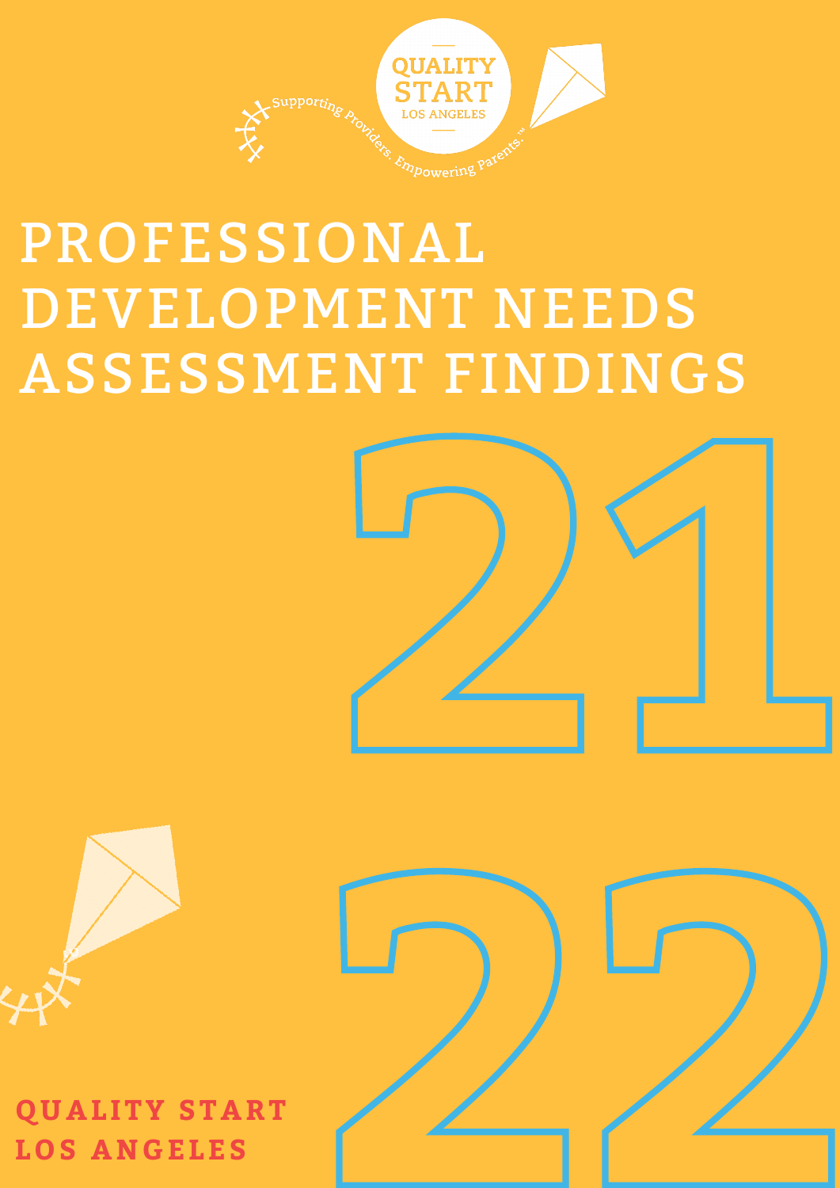QUALITY START LOS ANGELES

Supporting Providers. Empowering Parents.™

# PROFESSIONAL DEVELOPMENT NEEDS ASSESSMENT FINDINGS

21

22

QUALITY START LOS ANGELES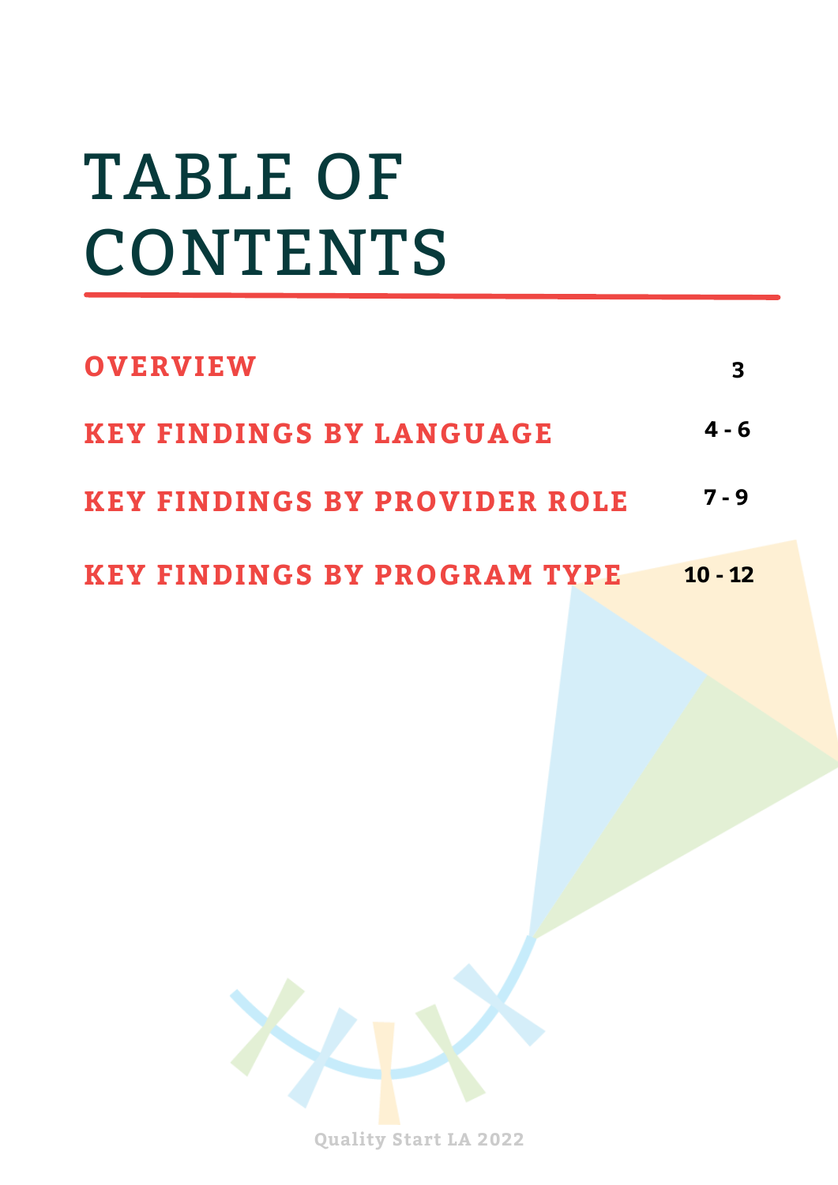# TABLE OF CONTENTS

| | |
|---|---|
| OVERVIEW | 3 |
| KEY FINDINGS BY LANGUAGE | 4 - 6 |
| KEY FINDINGS BY PROVIDER ROLE | 7 - 9 |
| KEY FINDINGS BY PROGRAM TYPE | 10 - 12 |

Quality Start LA 2022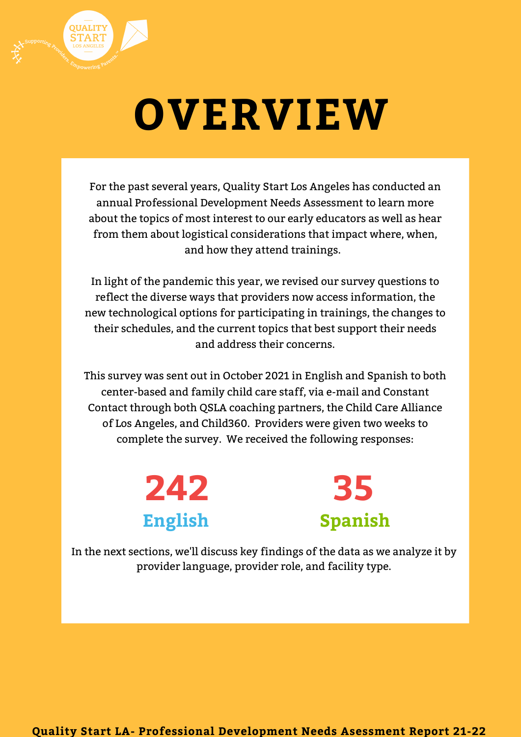# OVERVIEW

For the past several years, Quality Start Los Angeles has conducted an annual Professional Development Needs Assessment to learn more about the topics of most interest to our early educators as well as hear from them about logistical considerations that impact where, when, and how they attend trainings.

In light of the pandemic this year, we revised our survey questions to reflect the diverse ways that providers now access information, the new technological options for participating in trainings, the changes to their schedules, and the current topics that best support their needs and address their concerns.

This survey was sent out in October 2021 in English and Spanish to both center-based and family child care staff, via e-mail and Constant Contact through both QSLA coaching partners, the Child Care Alliance of Los Angeles, and Child360. Providers were given two weeks to complete the survey. We received the following responses:

**242** English

**35** Spanish

In the next sections, we'll discuss key findings of the data as we analyze it by provider language, provider role, and facility type.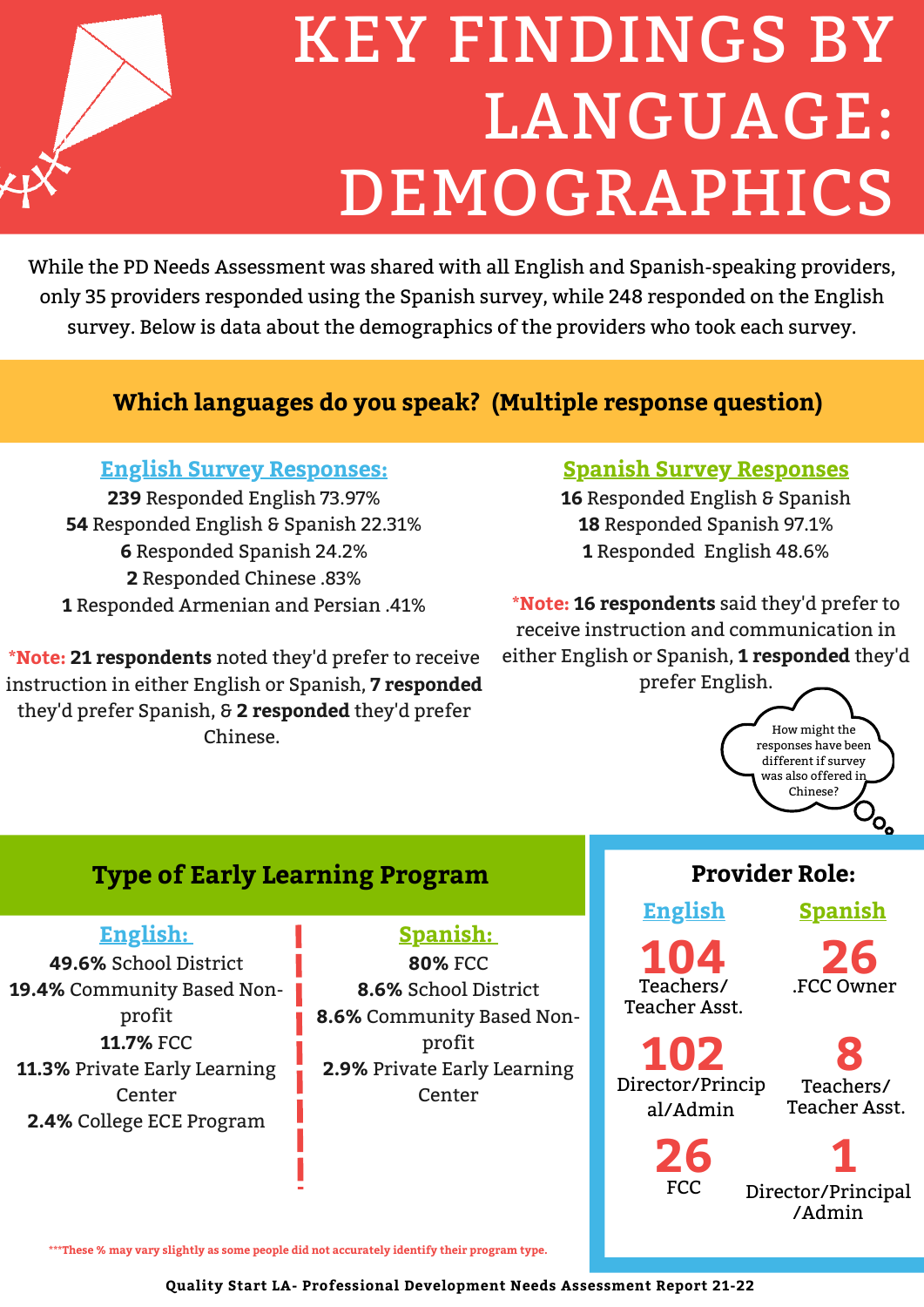# KEY FINDINGS BY LANGUAGE: DEMOGRAPHICS

While the PD Needs Assessment was shared with all English and Spanish-speaking providers, only 35 providers responded using the Spanish survey, while 248 responded on the English survey. Below is data about the demographics of the providers who took each survey.

## Which languages do you speak? (Multiple response question)

### English Survey Responses:

**239** Responded English 73.97%
**54** Responded English & Spanish 22.31%
**6** Responded Spanish 24.2%
**2** Responded Chinese .83%
**1** Responded Armenian and Persian .41%

*Note: **21 respondents** noted they'd prefer to receive instruction in either English or Spanish, **7 responded** they'd prefer Spanish, & **2 responded** they'd prefer Chinese.

### Spanish Survey Responses

**16** Responded English & Spanish
**18** Responded Spanish 97.1%
**1** Responded English 48.6%

*Note: **16 respondents** said they'd prefer to receive instruction and communication in either English or Spanish, **1 responded** they'd prefer English.

How might the responses have been different if survey was also offered in Chinese?

## Type of Early Learning Program

### English:

**49.6%** School District
**19.4%** Community Based Non-profit
**11.7%** FCC
**11.3%** Private Early Learning Center
**2.4%** College ECE Program

### Spanish:

**80%** FCC
**8.6%** School District
**8.6%** Community Based Non-profit
**2.9%** Private Early Learning Center

***These % may vary slightly as some people did not accurately identify their program type.

## Provider Role:

| English | Spanish |
| --- | --- |
| **104** Teachers/ Teacher Asst. | **26** .FCC Owner |
| **102** Director/Principal/Admin | **8** Teachers/ Teacher Asst. |
| **26** FCC | **1** Director/Principal /Admin |

Quality Start LA- Professional Development Needs Assessment Report 21-22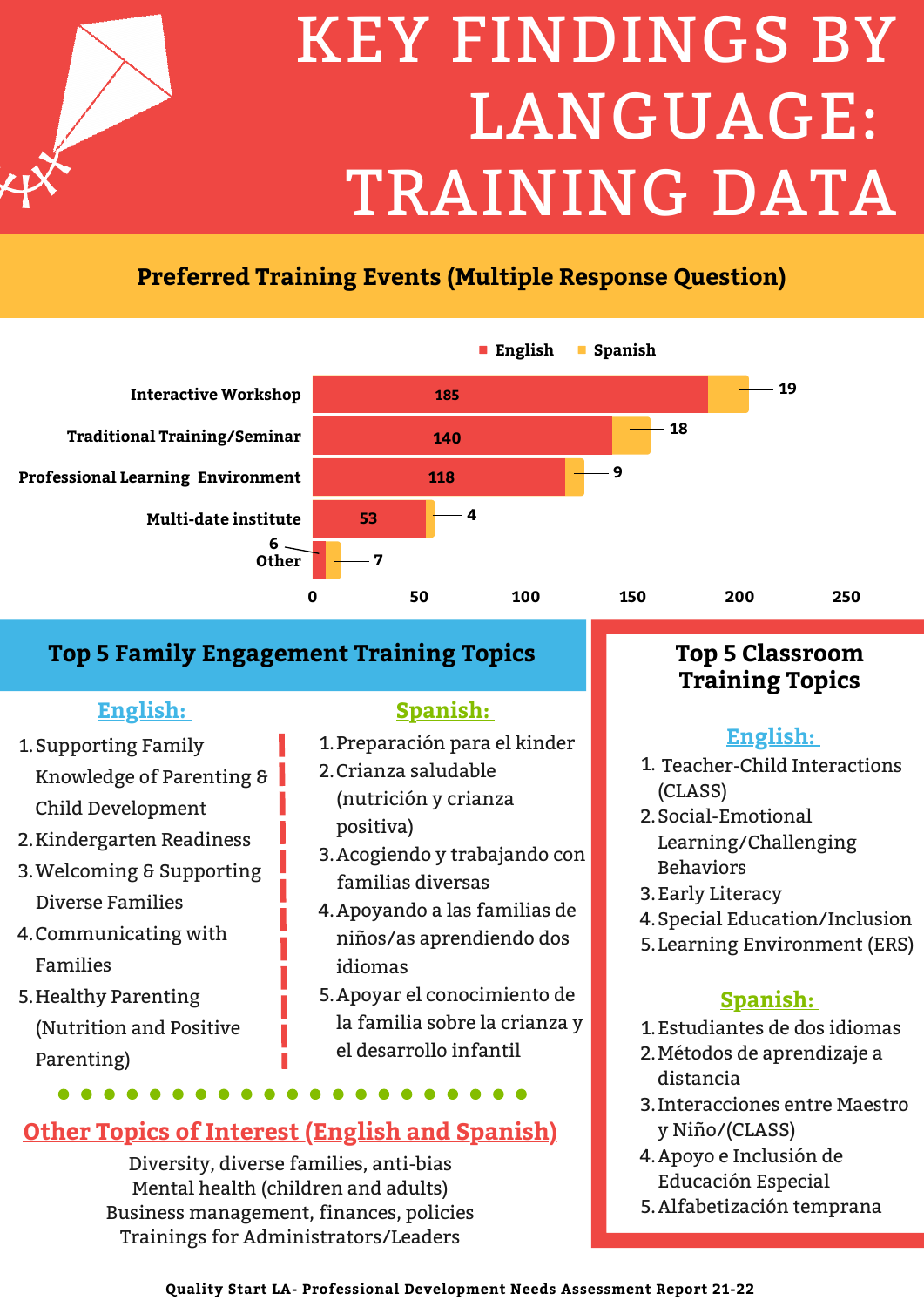# KEY FINDINGS BY LANGUAGE: TRAINING DATA

## Preferred Training Events (Multiple Response Question)

| Training Event | English | Spanish |
|---|---|---|
| Interactive Workshop | 185 | 19 |
| Traditional Training/Seminar | 140 | 18 |
| Professional Learning Environment | 118 | 9 |
| Multi-date institute | 53 | 4 |
| Other | 6 | 7 |

## Top 5 Family Engagement Training Topics

**English:**

1. Supporting Family Knowledge of Parenting & Child Development
2. Kindergarten Readiness
3. Welcoming & Supporting Diverse Families
4. Communicating with Families
5. Healthy Parenting (Nutrition and Positive Parenting)

**Spanish:**

1. Preparación para el kinder
2. Crianza saludable (nutrición y crianza positiva)
3. Acogiendo y trabajando con familias diversas
4. Apoyando a las familias de niños/as aprendiendo dos idiomas
5. Apoyar el conocimiento de la familia sobre la crianza y el desarrollo infantil

## Other Topics of Interest (English and Spanish)

Diversity, diverse families, anti-bias
Mental health (children and adults)
Business management, finances, policies
Trainings for Administrators/Leaders

## Top 5 Classroom Training Topics

**English:**

1. Teacher-Child Interactions (CLASS)
2. Social-Emotional Learning/Challenging Behaviors
3. Early Literacy
4. Special Education/Inclusion
5. Learning Environment (ERS)

**Spanish:**

1. Estudiantes de dos idiomas
2. Métodos de aprendizaje a distancia
3. Interacciones entre Maestro y Niño/(CLASS)
4. Apoyo e Inclusión de Educación Especial
5. Alfabetización temprana

Quality Start LA- Professional Development Needs Assessment Report 21-22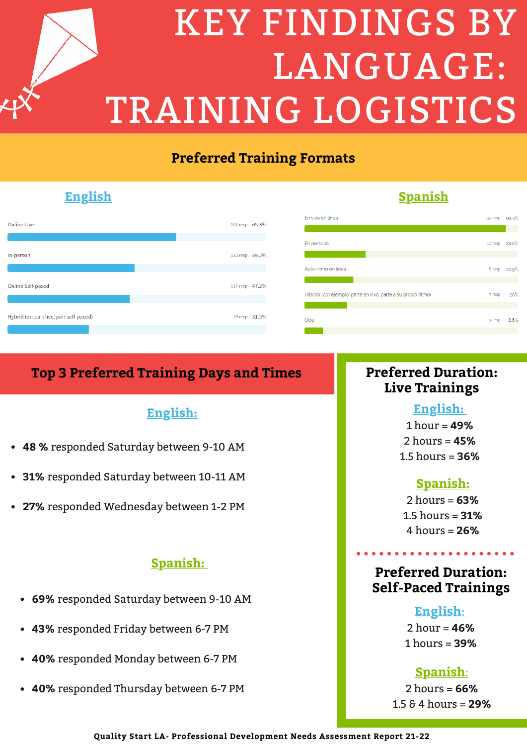# KEY FINDINGS BY LANGUAGE: TRAINING LOGISTICS

## Preferred Training Formats

### English

| Format | Responses | Percent |
|---|---|---|
| Online Live | 162 resp. | 65.3% |
| In-person | 122 resp. | 49.2% |
| Online Self-paced | 117 resp. | 47.2% |
| Hybrid (ex: part live, part self-paced) | 78 resp. | 31.5% |

### Spanish

| Format | Responses | Percent |
|---|---|---|
| En vivo en línea | 33 resp. | 94.3% |
| En persona | 10 resp. | 28.6% |
| Auto-ritmo en línea | 8 resp. | 22.9% |
| Híbrido (por ejemplo: parte en vivo, parte a su propio ritmo) | 7 resp. | 20% |
| Otro | 3 resp. | 8.6% |

## Top 3 Preferred Training Days and Times

### English:

- **48 %** responded Saturday between 9-10 AM
- **31%** responded Saturday between 10-11 AM
- **27%** responded Wednesday between 1-2 PM

### Spanish:

- **69%** responded Saturday between 9-10 AM
- **43%** responded Friday between 6-7 PM
- **40%** responded Monday between 6-7 PM
- **40%** responded Thursday between 6-7 PM

## Preferred Duration: Live Trainings

### English:

1 hour = **49%**
2 hours = **45%**
1.5 hours = **36%**

### Spanish:

2 hours = **63%**
1.5 hours = **31%**
4 hours = **26%**

## Preferred Duration: Self-Paced Trainings

### English:

2 hour = **46%**
1 hours = **39%**

### Spanish:

2 hours = **66%**
1.5 & 4 hours = **29%**

Quality Start LA- Professional Development Needs Assessment Report 21-22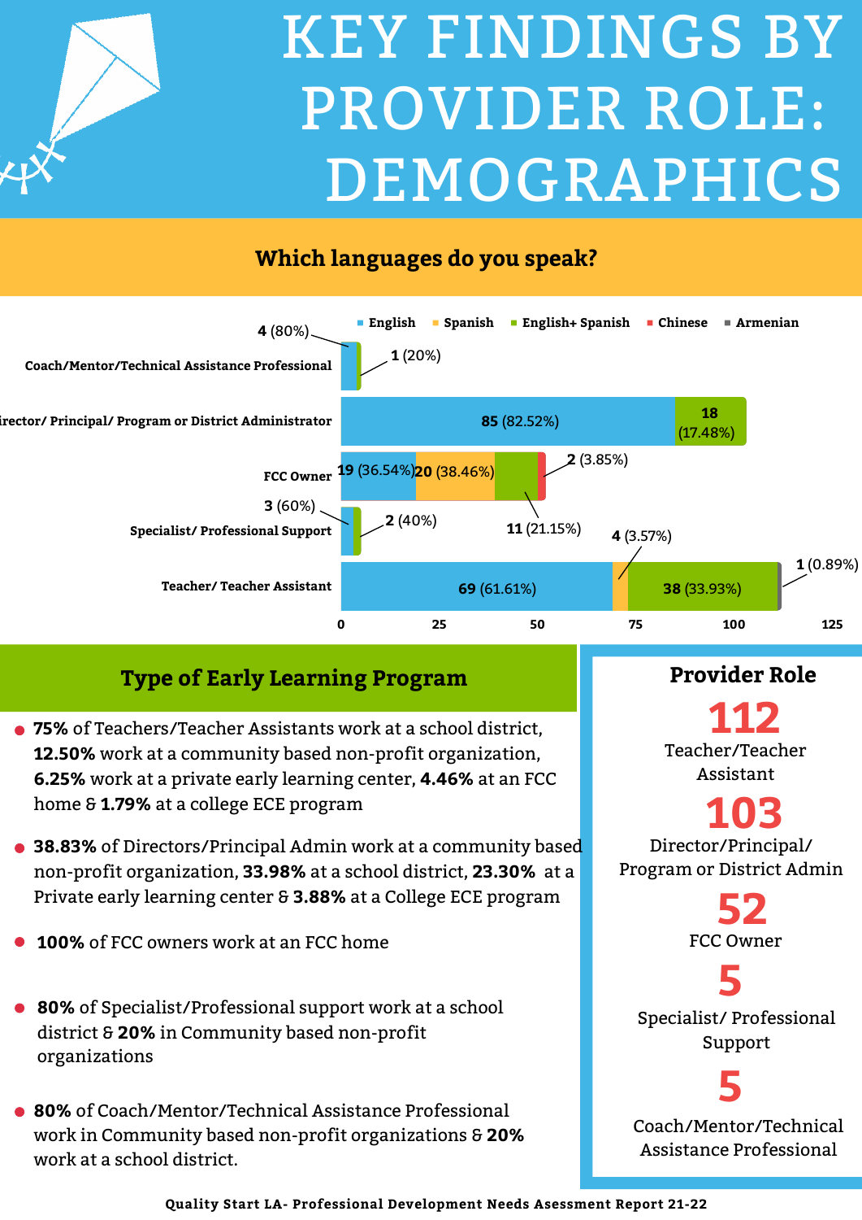# KEY FINDINGS BY PROVIDER ROLE: DEMOGRAPHICS

## Which languages do you speak?

| Provider Role | English | Spanish | English+ Spanish | Chinese | Armenian |
|---|---|---|---|---|---|
| Coach/Mentor/Technical Assistance Professional | 4 (80%) | | 1 (20%) | | |
| Director/ Principal/ Program or District Administrator | 85 (82.52%) | | 18 (17.48%) | | |
| FCC Owner | 19 (36.54%) | 20 (38.46%) | 11 (21.15%) | 2 (3.85%) | |
| Specialist/ Professional Support | 3 (60%) | | 2 (40%) | | |
| Teacher/ Teacher Assistant | 69 (61.61%) | 4 (3.57%) | 38 (33.93%) | | 1 (0.89%) |

## Type of Early Learning Program

- **75%** of Teachers/Teacher Assistants work at a school district, **12.50%** work at a community based non-profit organization, **6.25%** work at a private early learning center, **4.46%** at an FCC home & **1.79%** at a college ECE program
- **38.83%** of Directors/Principal Admin work at a community based non-profit organization, **33.98%** at a school district, **23.30%** at a Private early learning center & **3.88%** at a College ECE program
- **100%** of FCC owners work at an FCC home
- **80%** of Specialist/Professional support work at a school district & **20%** in Community based non-profit organizations
- **80%** of Coach/Mentor/Technical Assistance Professional work in Community based non-profit organizations & **20%** work at a school district.

## Provider Role

**112** Teacher/Teacher Assistant

**103** Director/Principal/ Program or District Admin

**52** FCC Owner

**5** Specialist/ Professional Support

**5** Coach/Mentor/Technical Assistance Professional

Quality Start LA- Professional Development Needs Asessment Report 21-22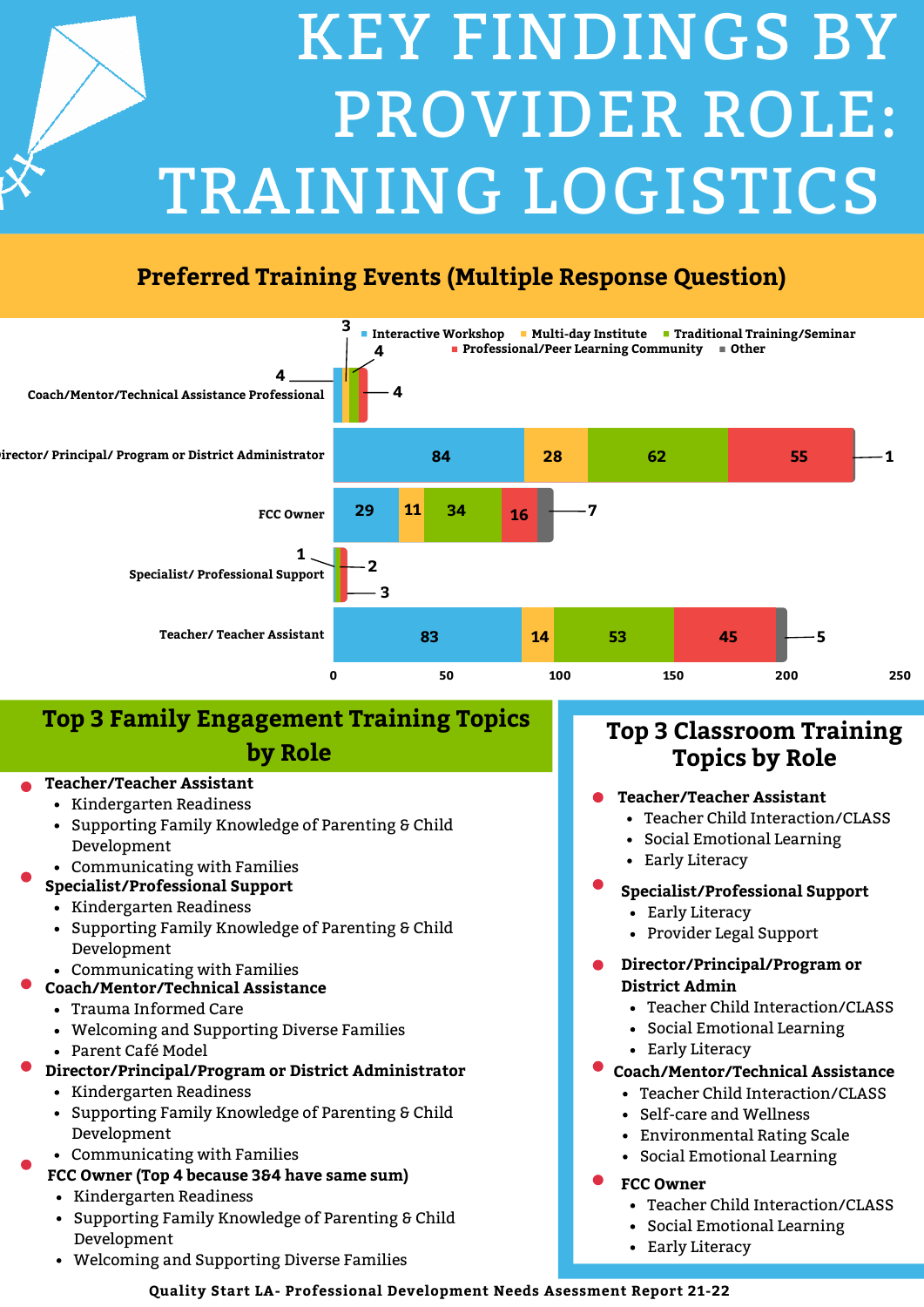# KEY FINDINGS BY PROVIDER ROLE: TRAINING LOGISTICS

## Preferred Training Events (Multiple Response Question)

| Role | Interactive Workshop | Multi-day Institute | Traditional Training/Seminar | Professional/Peer Learning Community | Other |
|---|---|---|---|---|---|
| Coach/Mentor/Technical Assistance Professional | 4 | 3 | 4 | 4 | |
| Director/ Principal/ Program or District Administrator | 84 | 28 | 62 | 55 | 1 |
| FCC Owner | 29 | 11 | 34 | 16 | 7 |
| Specialist/ Professional Support | 1 | | 2 | 3 | |
| Teacher/ Teacher Assistant | 83 | 14 | 53 | 45 | 5 |

## Top 3 Family Engagement Training Topics by Role

- **Teacher/Teacher Assistant**
  - Kindergarten Readiness
  - Supporting Family Knowledge of Parenting & Child Development
  - Communicating with Families
- **Specialist/Professional Support**
  - Kindergarten Readiness
  - Supporting Family Knowledge of Parenting & Child Development
  - Communicating with Families
- **Coach/Mentor/Technical Assistance**
  - Trauma Informed Care
  - Welcoming and Supporting Diverse Families
  - Parent Café Model
- **Director/Principal/Program or District Administrator**
  - Kindergarten Readiness
  - Supporting Family Knowledge of Parenting & Child Development
  - Communicating with Families
- **FCC Owner (Top 4 because 3&4 have same sum)**
  - Kindergarten Readiness
  - Supporting Family Knowledge of Parenting & Child Development
  - Welcoming and Supporting Diverse Families

## Top 3 Classroom Training Topics by Role

- **Teacher/Teacher Assistant**
  - Teacher Child Interaction/CLASS
  - Social Emotional Learning
  - Early Literacy
- **Specialist/Professional Support**
  - Early Literacy
  - Provider Legal Support
- **Director/Principal/Program or District Admin**
  - Teacher Child Interaction/CLASS
  - Social Emotional Learning
  - Early Literacy
- **Coach/Mentor/Technical Assistance**
  - Teacher Child Interaction/CLASS
  - Self-care and Wellness
  - Environmental Rating Scale
  - Social Emotional Learning
- **FCC Owner**
  - Teacher Child Interaction/CLASS
  - Social Emotional Learning
  - Early Literacy

Quality Start LA- Professional Development Needs Asessment Report 21-22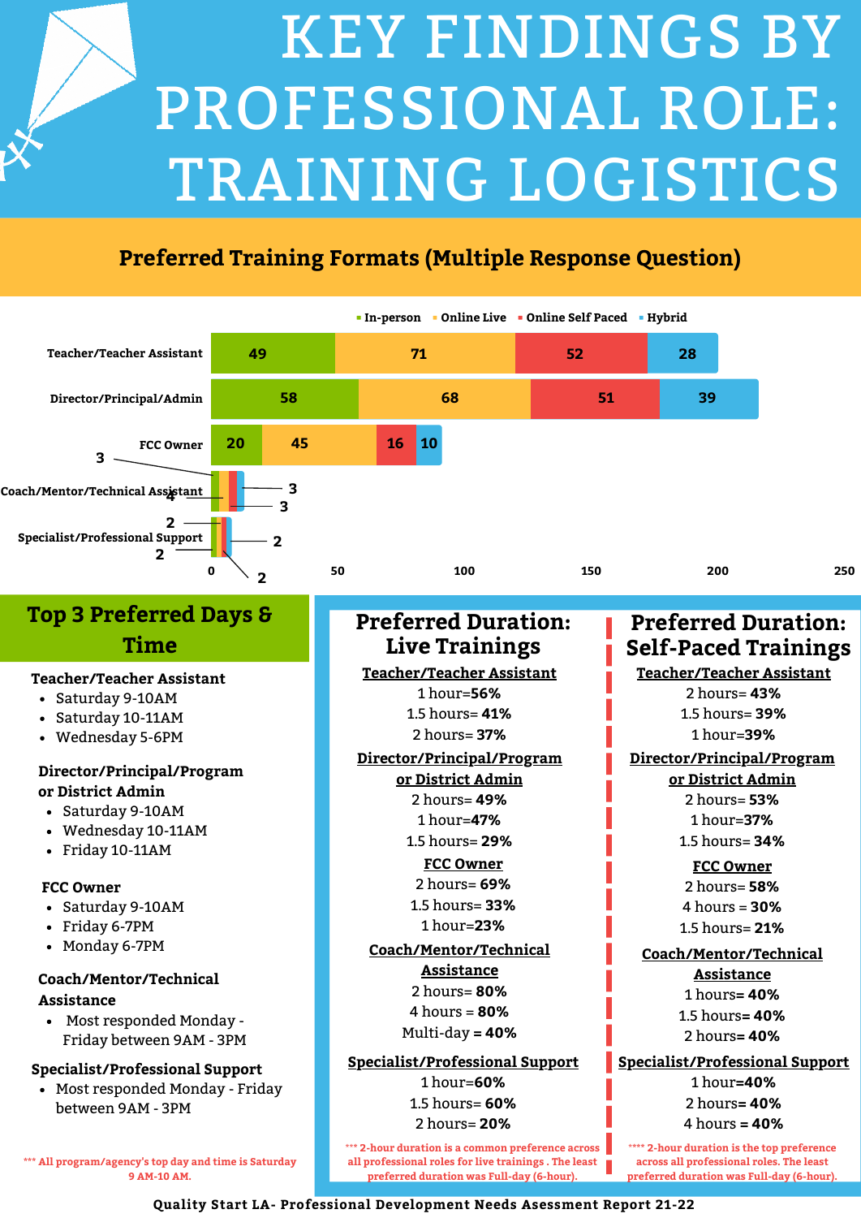# KEY FINDINGS BY PROFESSIONAL ROLE: TRAINING LOGISTICS

## Preferred Training Formats (Multiple Response Question)

| Role | In-person | Online Live | Online Self Paced | Hybrid |
|---|---|---|---|---|
| Teacher/Teacher Assistant | 49 | 71 | 52 | 28 |
| Director/Principal/Admin | 58 | 68 | 51 | 39 |
| FCC Owner | 20 | 45 | 16 | 10 |
| Coach/Mentor/Technical Assistant | 3 | 4 | 3 | 3 |
| Specialist/Professional Support | 2 | 2 | 2 | 2 |

## Top 3 Preferred Days & Time

**Teacher/Teacher Assistant**
- Saturday 9-10AM
- Saturday 10-11AM
- Wednesday 5-6PM

**Director/Principal/Program or District Admin**
- Saturday 9-10AM
- Wednesday 10-11AM
- Friday 10-11AM

**FCC Owner**
- Saturday 9-10AM
- Friday 6-7PM
- Monday 6-7PM

**Coach/Mentor/Technical Assistance**
- Most responded Monday - Friday between 9AM - 3PM

**Specialist/Professional Support**
- Most responded Monday - Friday between 9AM - 3PM

*** All program/agency's top day and time is Saturday 9 AM-10 AM.

## Preferred Duration: Live Trainings

**Teacher/Teacher Assistant**
1 hour=**56%**
1.5 hours= **41%**
2 hours= **37%**

**Director/Principal/Program or District Admin**
2 hours= **49%**
1 hour=**47%**
1.5 hours= **29%**

**FCC Owner**
2 hours= **69%**
1.5 hours= **33%**
1 hour=**23%**

**Coach/Mentor/Technical Assistance**
2 hours= **80%**
4 hours = **80%**
Multi-day = **40%**

**Specialist/Professional Support**
1 hour=**60%**
1.5 hours= **60%**
2 hours= **20%**

*** 2-hour duration is a common preference across all professional roles for live trainings . The least preferred duration was Full-day (6-hour).

## Preferred Duration: Self-Paced Trainings

**Teacher/Teacher Assistant**
2 hours= **43%**
1.5 hours= **39%**
1 hour=**39%**

**Director/Principal/Program or District Admin**
2 hours= **53%**
1 hour=**37%**
1.5 hours= **34%**

**FCC Owner**
2 hours= **58%**
4 hours = **30%**
1.5 hours= **21%**

**Coach/Mentor/Technical Assistance**
1 hours= **40%**
1.5 hours= **40%**
2 hours= **40%**

**Specialist/Professional Support**
1 hour=**40%**
2 hours= **40%**
4 hours = **40%**

**** 2-hour duration is the top preference across all professional roles. The least preferred duration was Full-day (6-hour).

Quality Start LA- Professional Development Needs Asessment Report 21-22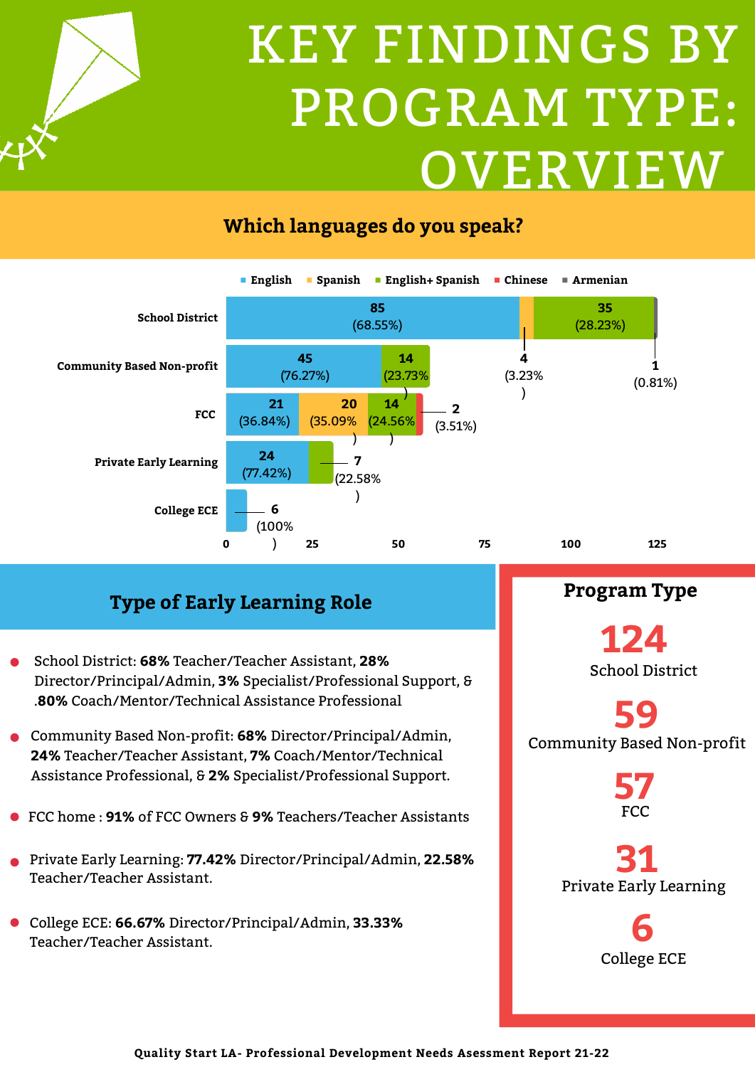# KEY FINDINGS BY PROGRAM TYPE: OVERVIEW

## Which languages do you speak?

| Program Type | English | Spanish | English+ Spanish | Chinese | Armenian |
|---|---|---|---|---|---|
| School District | 85 (68.55%) | 4 (3.23%) | 35 (28.23%) | | 1 (0.81%) |
| Community Based Non-profit | 45 (76.27%) | | 14 (23.73%) | | |
| FCC | 21 (36.84%) | 20 (35.09%) | 14 (24.56%) | 2 (3.51%) | |
| Private Early Learning | 24 (77.42%) | | 7 (22.58%) | | |
| College ECE | 6 (100%) | | | | |

## Type of Early Learning Role

- School District: **68%** Teacher/Teacher Assistant, **28%** Director/Principal/Admin, **3%** Specialist/Professional Support, & **.80%** Coach/Mentor/Technical Assistance Professional
- Community Based Non-profit: **68%** Director/Principal/Admin, **24%** Teacher/Teacher Assistant, **7%** Coach/Mentor/Technical Assistance Professional, & **2%** Specialist/Professional Support.
- FCC home : **91%** of FCC Owners & **9%** Teachers/Teacher Assistants
- Private Early Learning: **77.42%** Director/Principal/Admin, **22.58%** Teacher/Teacher Assistant.
- College ECE: **66.67%** Director/Principal/Admin, **33.33%** Teacher/Teacher Assistant.

## Program Type

**124** School District

**59** Community Based Non-profit

**57** FCC

**31** Private Early Learning

**6** College ECE

Quality Start LA- Professional Development Needs Asessment Report 21-22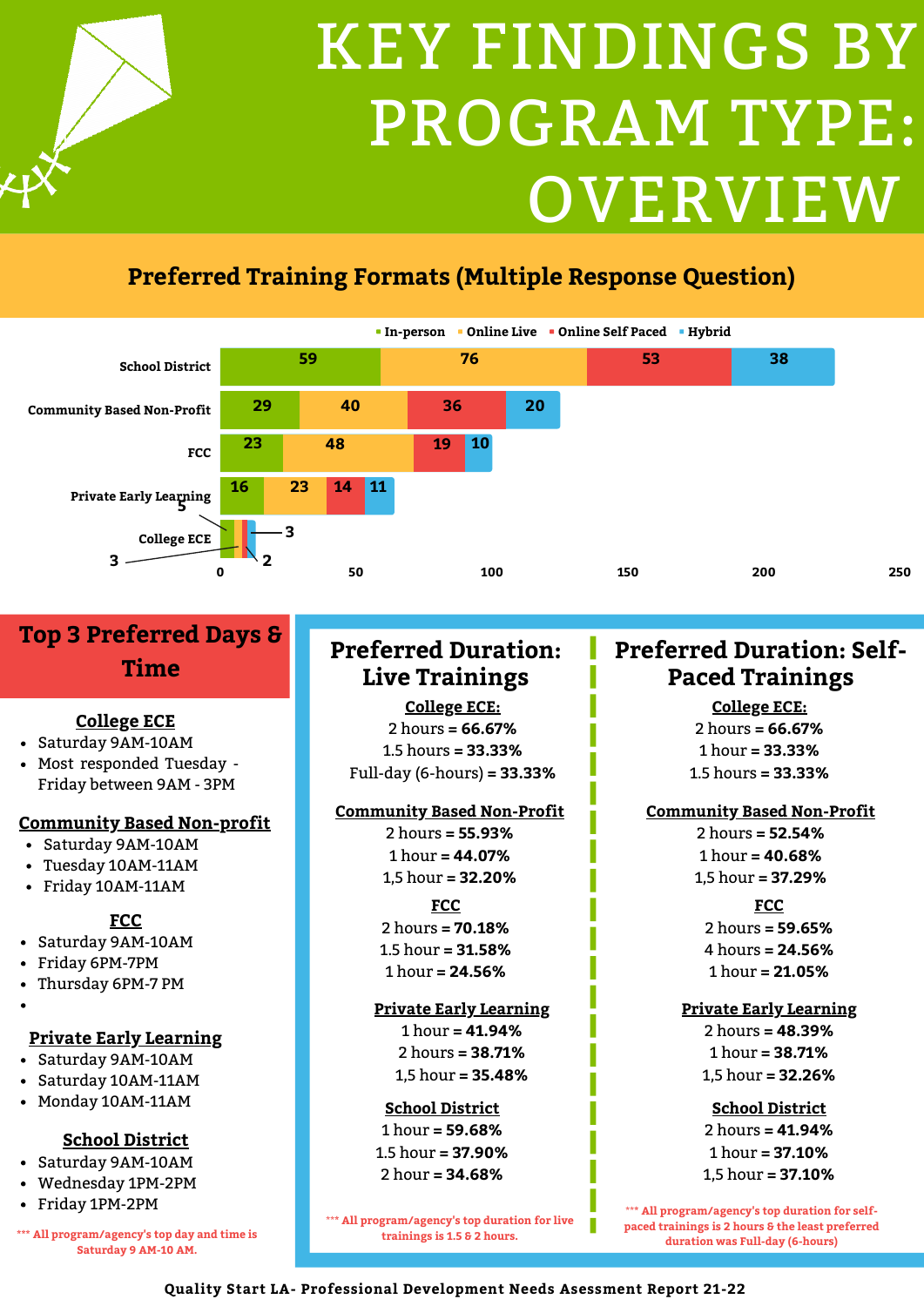# KEY FINDINGS BY PROGRAM TYPE: OVERVIEW

## Preferred Training Formats (Multiple Response Question)

| Program Type | In-person | Online Live | Online Self Paced | Hybrid |
|---|---|---|---|---|
| School District | 59 | 76 | 53 | 38 |
| Community Based Non-Profit | 29 | 40 | 36 | 20 |
| FCC | 23 | 48 | 19 | 10 |
| Private Early Learning | 16 | 23 | 14 | 11 |
| College ECE | 5 | 3 | 2 | 3 |

## Top 3 Preferred Days & Time

**College ECE**
- Saturday 9AM-10AM
- Most responded Tuesday - Friday between 9AM - 3PM

**Community Based Non-profit**
- Saturday 9AM-10AM
- Tuesday 10AM-11AM
- Friday 10AM-11AM

**FCC**
- Saturday 9AM-10AM
- Friday 6PM-7PM
- Thursday 6PM-7 PM

**Private Early Learning**
- Saturday 9AM-10AM
- Saturday 10AM-11AM
- Monday 10AM-11AM

**School District**
- Saturday 9AM-10AM
- Wednesday 1PM-2PM
- Friday 1PM-2PM

*** All program/agency's top day and time is Saturday 9 AM-10 AM.

## Preferred Duration: Live Trainings

**College ECE:**
2 hours = **66.67%**
1.5 hours = **33.33%**
Full-day (6-hours) = **33.33%**

**Community Based Non-Profit**
2 hours = **55.93%**
1 hour = **44.07%**
1,5 hour = **32.20%**

**FCC**
2 hours = **70.18%**
1.5 hour = **31.58%**
1 hour = **24.56%**

**Private Early Learning**
1 hour = **41.94%**
2 hours = **38.71%**
1,5 hour = **35.48%**

**School District**
1 hour = **59.68%**
1.5 hour = **37.90%**
2 hour = **34.68%**

*** All program/agency's top duration for live trainings is 1.5 & 2 hours.

## Preferred Duration: Self-Paced Trainings

**College ECE:**
2 hours = **66.67%**
1 hour = **33.33%**
1.5 hours = **33.33%**

**Community Based Non-Profit**
2 hours = **52.54%**
1 hour = **40.68%**
1,5 hour = **37.29%**

**FCC**
2 hours = **59.65%**
4 hours = **24.56%**
1 hour = **21.05%**

**Private Early Learning**
2 hours = **48.39%**
1 hour = **38.71%**
1,5 hour = **32.26%**

**School District**
2 hours = **41.94%**
1 hour = **37.10%**
1,5 hour = **37.10%**

*** All program/agency's top duration for self-paced trainings is 2 hours & the least preferred duration was Full-day (6-hours)

Quality Start LA- Professional Development Needs Asessment Report 21-22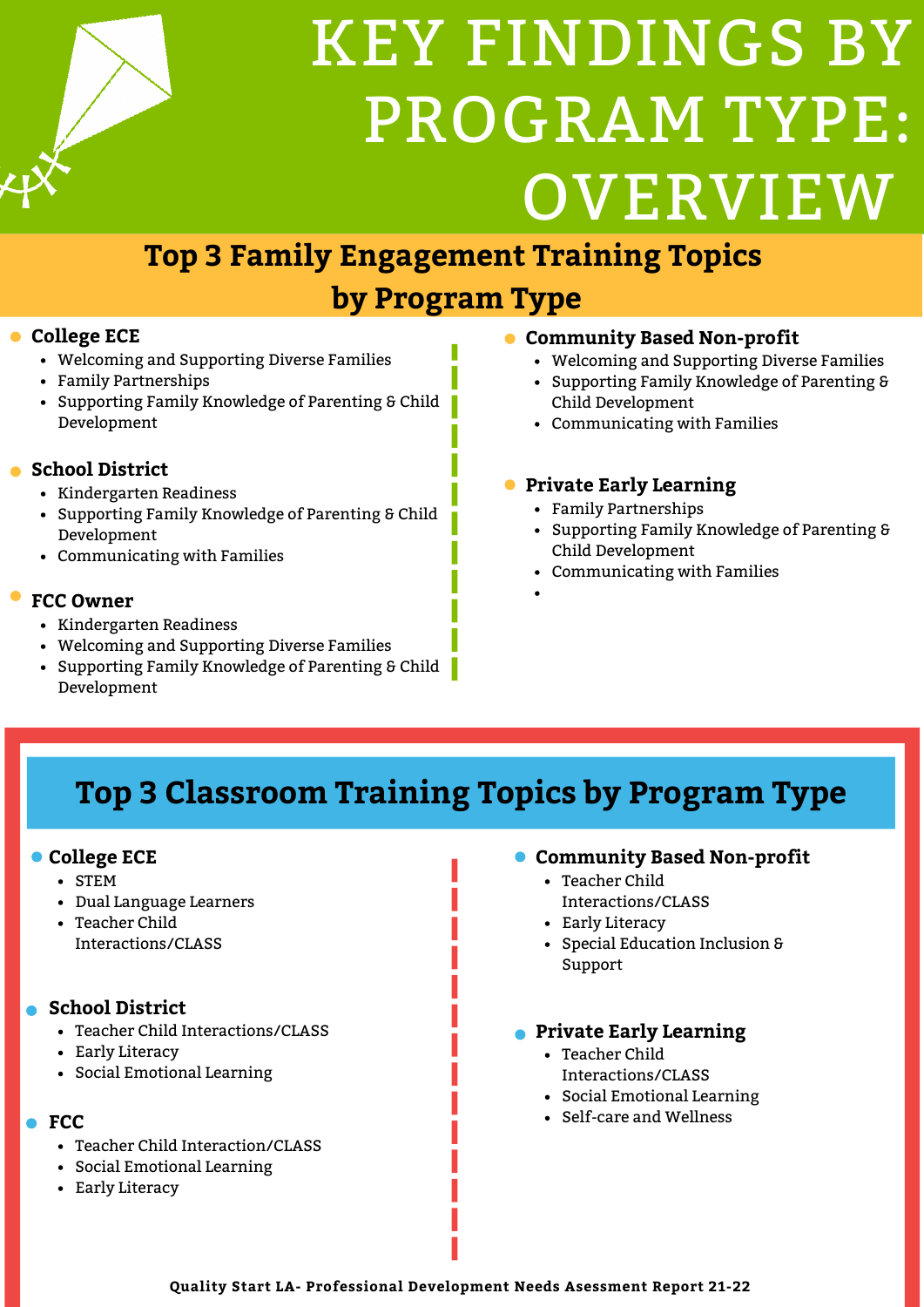# KEY FINDINGS BY PROGRAM TYPE: OVERVIEW

## Top 3 Family Engagement Training Topics by Program Type

**College ECE**
- Welcoming and Supporting Diverse Families
- Family Partnerships
- Supporting Family Knowledge of Parenting & Child Development

**School District**
- Kindergarten Readiness
- Supporting Family Knowledge of Parenting & Child Development
- Communicating with Families

**FCC Owner**
- Kindergarten Readiness
- Welcoming and Supporting Diverse Families
- Supporting Family Knowledge of Parenting & Child Development

**Community Based Non-profit**
- Welcoming and Supporting Diverse Families
- Supporting Family Knowledge of Parenting & Child Development
- Communicating with Families

**Private Early Learning**
- Family Partnerships
- Supporting Family Knowledge of Parenting & Child Development
- Communicating with Families

## Top 3 Classroom Training Topics by Program Type

**College ECE**
- STEM
- Dual Language Learners
- Teacher Child Interactions/CLASS

**School District**
- Teacher Child Interactions/CLASS
- Early Literacy
- Social Emotional Learning

**FCC**
- Teacher Child Interaction/CLASS
- Social Emotional Learning
- Early Literacy

**Community Based Non-profit**
- Teacher Child Interactions/CLASS
- Early Literacy
- Special Education Inclusion & Support

**Private Early Learning**
- Teacher Child Interactions/CLASS
- Social Emotional Learning
- Self-care and Wellness

**Quality Start LA- Professional Development Needs Asessment Report 21-22**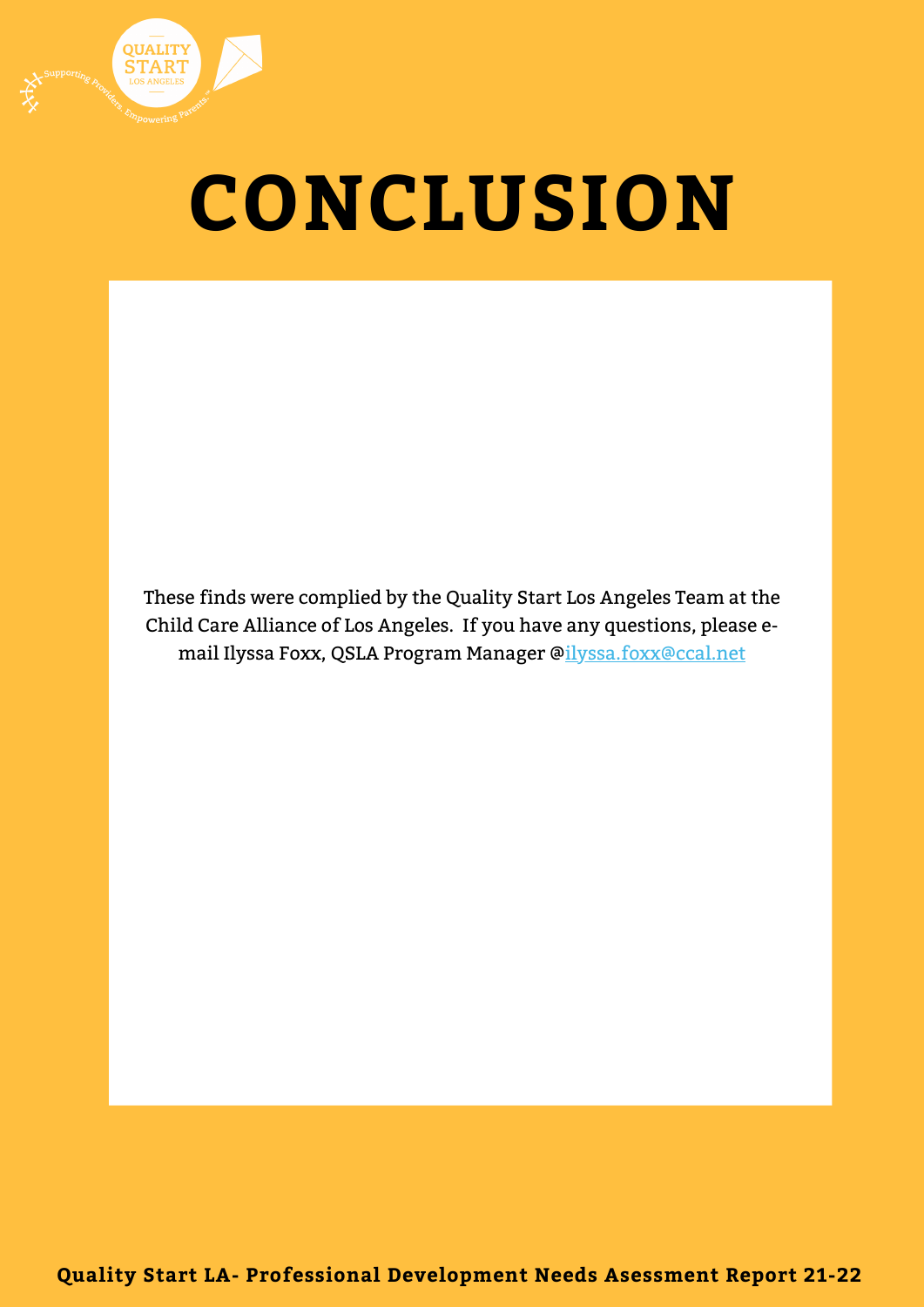# CONCLUSION

These finds were complied by the Quality Start Los Angeles Team at the Child Care Alliance of Los Angeles. If you have any questions, please e-mail Ilyssa Foxx, QSLA Program Manager @ilyssa.foxx@ccal.net